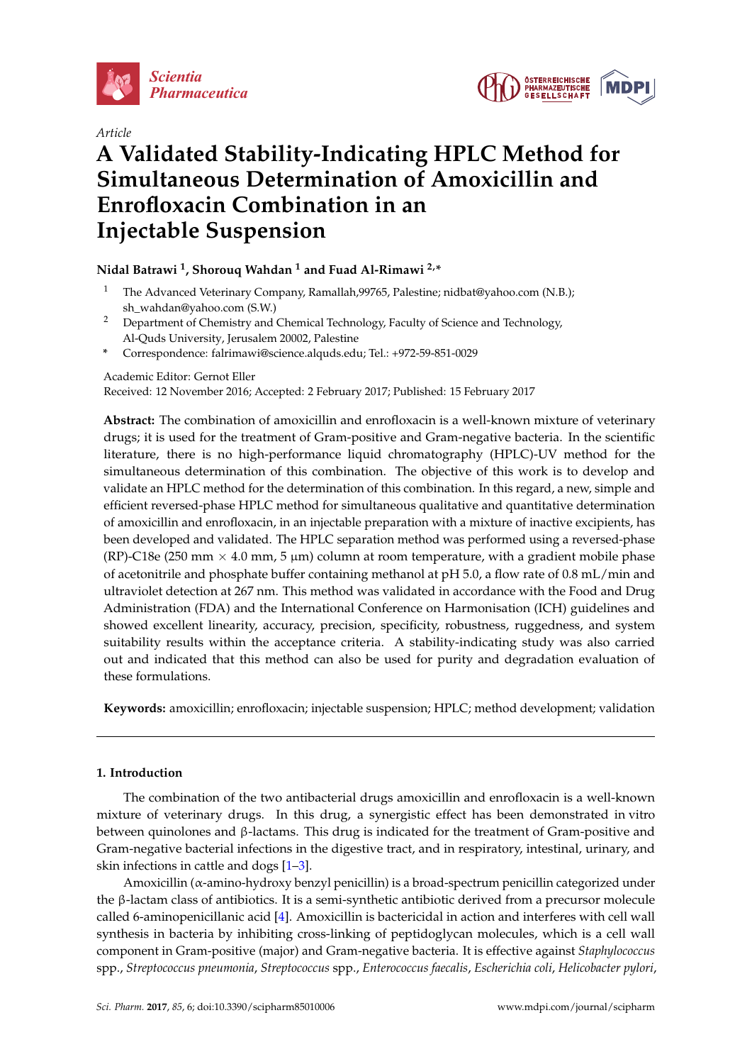*Article*

# A Validated Stability-Indicating HPLC Method for Simultaneous Determination of Amoxicillin and Enrofloxacin Combination in an Injectable Suspension

**Nidal Batrawi [1], Shorouq Wahdan [1] and Fuad Al-Rimawi [2,*]**

[1] The Advanced Veterinary Company, Ramallah,99765, Palestine; nidbat@yahoo.com (N.B.); sh_wahdan@yahoo.com (S.W.)

[2] Department of Chemistry and Chemical Technology, Faculty of Science and Technology, Al-Quds University, Jerusalem 20002, Palestine

\* Correspondence: falrimawi@science.alquds.edu; Tel.: +972-59-851-0029

Academic Editor: Gernot Eller

Received: 12 November 2016; Accepted: 2 February 2017; Published: 15 February 2017

**Abstract:** The combination of amoxicillin and enrofloxacin is a well-known mixture of veterinary drugs; it is used for the treatment of Gram-positive and Gram-negative bacteria. In the scientific literature, there is no high-performance liquid chromatography (HPLC)-UV method for the simultaneous determination of this combination. The objective of this work is to develop and validate an HPLC method for the determination of this combination. In this regard, a new, simple and efficient reversed-phase HPLC method for simultaneous qualitative and quantitative determination of amoxicillin and enrofloxacin, in an injectable preparation with a mixture of inactive excipients, has been developed and validated. The HPLC separation method was performed using a reversed-phase (RP)-C18e (250 mm × 4.0 mm, 5 μm) column at room temperature, with a gradient mobile phase of acetonitrile and phosphate buffer containing methanol at pH 5.0, a flow rate of 0.8 mL/min and ultraviolet detection at 267 nm. This method was validated in accordance with the Food and Drug Administration (FDA) and the International Conference on Harmonisation (ICH) guidelines and showed excellent linearity, accuracy, precision, specificity, robustness, ruggedness, and system suitability results within the acceptance criteria. A stability-indicating study was also carried out and indicated that this method can also be used for purity and degradation evaluation of these formulations.

**Keywords:** amoxicillin; enrofloxacin; injectable suspension; HPLC; method development; validation

## 1. Introduction

The combination of the two antibacterial drugs amoxicillin and enrofloxacin is a well-known mixture of veterinary drugs. In this drug, a synergistic effect has been demonstrated in vitro between quinolones and β-lactams. This drug is indicated for the treatment of Gram-positive and Gram-negative bacterial infections in the digestive tract, and in respiratory, intestinal, urinary, and skin infections in cattle and dogs [1–3].

Amoxicillin (α-amino-hydroxy benzyl penicillin) is a broad-spectrum penicillin categorized under the β-lactam class of antibiotics. It is a semi-synthetic antibiotic derived from a precursor molecule called 6-aminopenicillanic acid [4]. Amoxicillin is bactericidal in action and interferes with cell wall synthesis in bacteria by inhibiting cross-linking of peptidoglycan molecules, which is a cell wall component in Gram-positive (major) and Gram-negative bacteria. It is effective against *Staphylococcus* spp., *Streptococcus pneumonia*, *Streptococcus* spp., *Enterococcus faecalis*, *Escherichia coli*, *Helicobacter pylori*,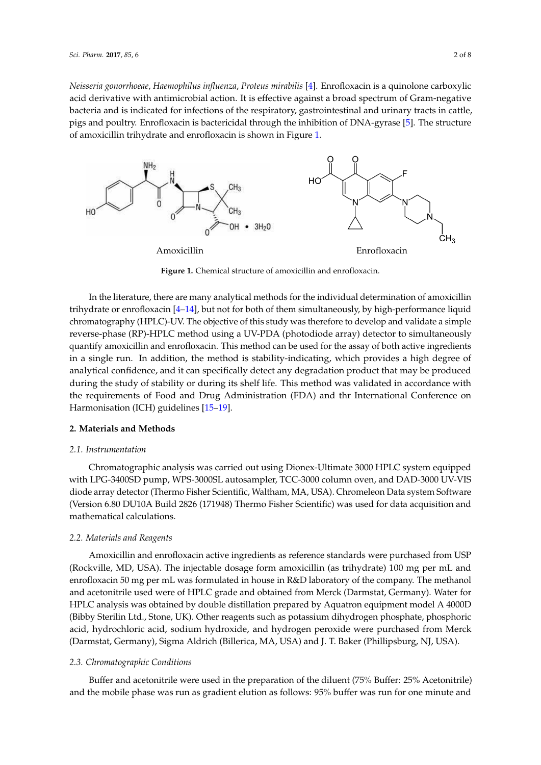*Neisseria gonorrhoeae*, *Haemophilus influenza*, *Proteus mirabilis* [4]. Enrofloxacin is a quinolone carboxylic acid derivative with antimicrobial action. It is effective against a broad spectrum of Gram-negative bacteria and is indicated for infections of the respiratory, gastrointestinal and urinary tracts in cattle, pigs and poultry. Enrofloxacin is bactericidal through the inhibition of DNA-gyrase [5]. The structure of amoxicillin trihydrate and enrofloxacin is shown in Figure 1.

**Figure 1.** Chemical structure of amoxicillin and enrofloxacin.

In the literature, there are many analytical methods for the individual determination of amoxicillin trihydrate or enrofloxacin [4–14], but not for both of them simultaneously, by high-performance liquid chromatography (HPLC)-UV. The objective of this study was therefore to develop and validate a simple reverse-phase (RP)-HPLC method using a UV-PDA (photodiode array) detector to simultaneously quantify amoxicillin and enrofloxacin. This method can be used for the assay of both active ingredients in a single run. In addition, the method is stability-indicating, which provides a high degree of analytical confidence, and it can specifically detect any degradation product that may be produced during the study of stability or during its shelf life. This method was validated in accordance with the requirements of Food and Drug Administration (FDA) and thr International Conference on Harmonisation (ICH) guidelines [15–19].

## 2. Materials and Methods

### 2.1. Instrumentation

Chromatographic analysis was carried out using Dionex-Ultimate 3000 HPLC system equipped with LPG-3400SD pump, WPS-3000SL autosampler, TCC-3000 column oven, and DAD-3000 UV-VIS diode array detector (Thermo Fisher Scientific, Waltham, MA, USA). Chromeleon Data system Software (Version 6.80 DU10A Build 2826 (171948) Thermo Fisher Scientific) was used for data acquisition and mathematical calculations.

### 2.2. Materials and Reagents

Amoxicillin and enrofloxacin active ingredients as reference standards were purchased from USP (Rockville, MD, USA). The injectable dosage form amoxicillin (as trihydrate) 100 mg per mL and enrofloxacin 50 mg per mL was formulated in house in R&D laboratory of the company. The methanol and acetonitrile used were of HPLC grade and obtained from Merck (Darmstat, Germany). Water for HPLC analysis was obtained by double distillation prepared by Aquatron equipment model A 4000D (Bibby Sterilin Ltd., Stone, UK). Other reagents such as potassium dihydrogen phosphate, phosphoric acid, hydrochloric acid, sodium hydroxide, and hydrogen peroxide were purchased from Merck (Darmstat, Germany), Sigma Aldrich (Billerica, MA, USA) and J. T. Baker (Phillipsburg, NJ, USA).

### 2.3. Chromatographic Conditions

Buffer and acetonitrile were used in the preparation of the diluent (75% Buffer: 25% Acetonitrile) and the mobile phase was run as gradient elution as follows: 95% buffer was run for one minute and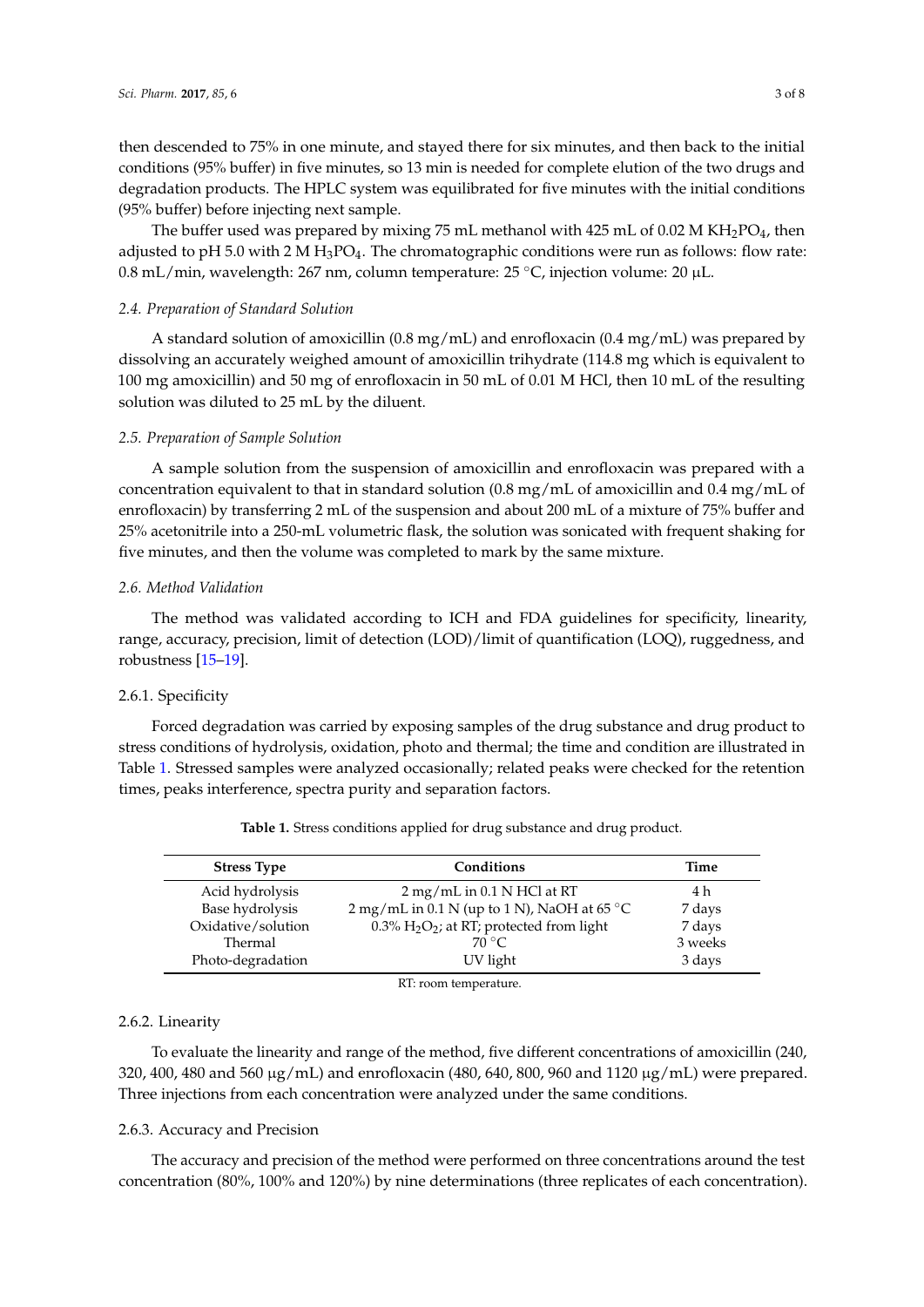then descended to 75% in one minute, and stayed there for six minutes, and then back to the initial conditions (95% buffer) in five minutes, so 13 min is needed for complete elution of the two drugs and degradation products. The HPLC system was equilibrated for five minutes with the initial conditions (95% buffer) before injecting next sample.

The buffer used was prepared by mixing 75 mL methanol with 425 mL of 0.02 M $KH_2PO_4$, then adjusted to pH 5.0 with 2 M $H_3PO_4$. The chromatographic conditions were run as follows: flow rate: 0.8 mL/min, wavelength: 267 nm, column temperature: 25 °C, injection volume: 20 μL.

### *2.4. Preparation of Standard Solution*

A standard solution of amoxicillin (0.8 mg/mL) and enrofloxacin (0.4 mg/mL) was prepared by dissolving an accurately weighed amount of amoxicillin trihydrate (114.8 mg which is equivalent to 100 mg amoxicillin) and 50 mg of enrofloxacin in 50 mL of 0.01 M HCl, then 10 mL of the resulting solution was diluted to 25 mL by the diluent.

### *2.5. Preparation of Sample Solution*

A sample solution from the suspension of amoxicillin and enrofloxacin was prepared with a concentration equivalent to that in standard solution (0.8 mg/mL of amoxicillin and 0.4 mg/mL of enrofloxacin) by transferring 2 mL of the suspension and about 200 mL of a mixture of 75% buffer and 25% acetonitrile into a 250-mL volumetric flask, the solution was sonicated with frequent shaking for five minutes, and then the volume was completed to mark by the same mixture.

### *2.6. Method Validation*

The method was validated according to ICH and FDA guidelines for specificity, linearity, range, accuracy, precision, limit of detection (LOD)/limit of quantification (LOQ), ruggedness, and robustness [15–19].

#### 2.6.1. Specificity

Forced degradation was carried by exposing samples of the drug substance and drug product to stress conditions of hydrolysis, oxidation, photo and thermal; the time and condition are illustrated in Table 1. Stressed samples were analyzed occasionally; related peaks were checked for the retention times, peaks interference, spectra purity and separation factors.

**Table 1.** Stress conditions applied for drug substance and drug product.

| Stress Type | Conditions | Time |
|---|---|---|
| Acid hydrolysis | 2 mg/mL in 0.1 N HCl at RT | 4 h |
| Base hydrolysis | 2 mg/mL in 0.1 N (up to 1 N), NaOH at 65 °C | 7 days |
| Oxidative/solution | 0.3% $H_2O_2$; at RT; protected from light | 7 days |
| Thermal | 70 °C | 3 weeks |
| Photo-degradation | UV light | 3 days |

RT: room temperature.

#### 2.6.2. Linearity

To evaluate the linearity and range of the method, five different concentrations of amoxicillin (240, 320, 400, 480 and 560 μg/mL) and enrofloxacin (480, 640, 800, 960 and 1120 μg/mL) were prepared. Three injections from each concentration were analyzed under the same conditions.

#### 2.6.3. Accuracy and Precision

The accuracy and precision of the method were performed on three concentrations around the test concentration (80%, 100% and 120%) by nine determinations (three replicates of each concentration).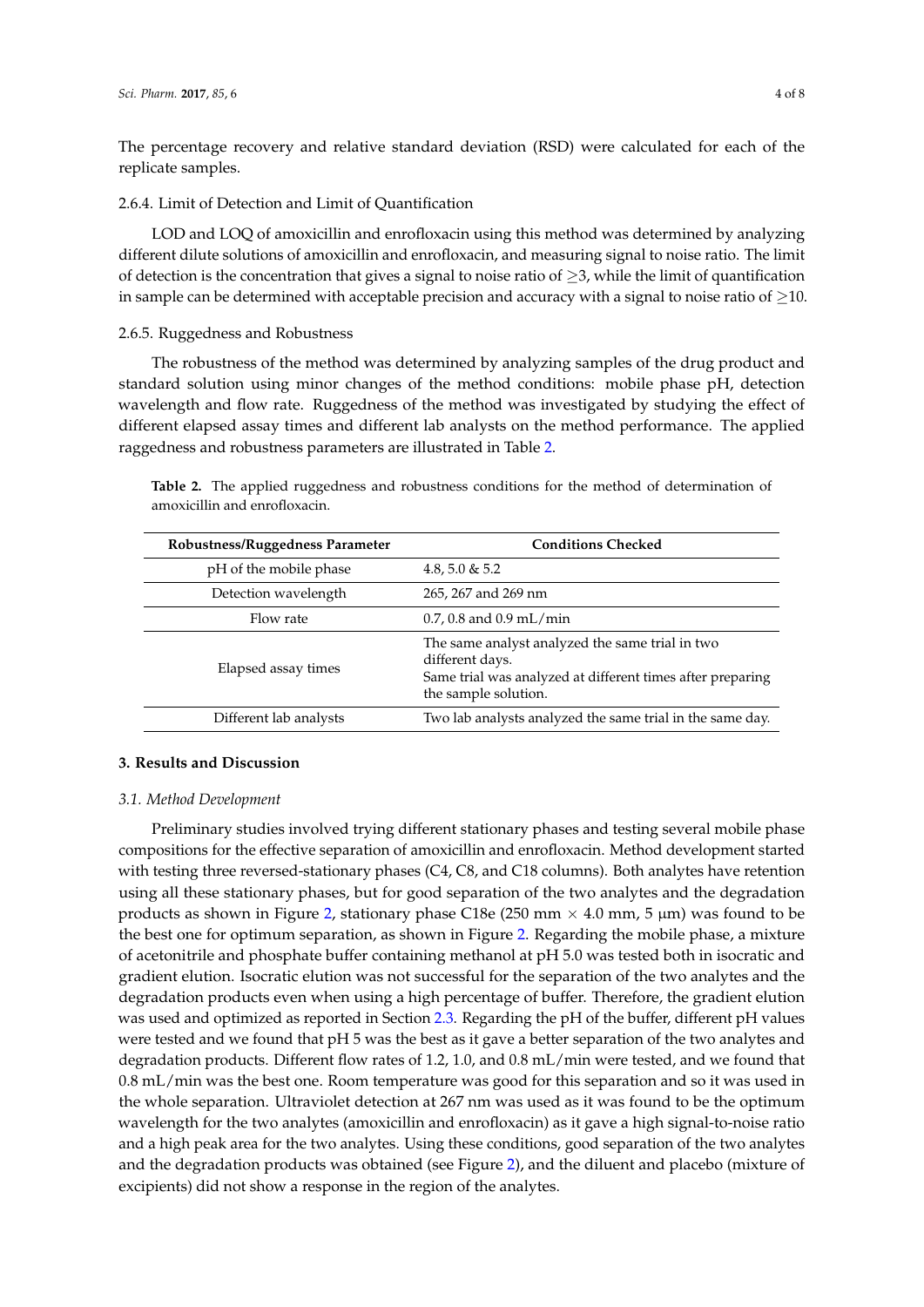The percentage recovery and relative standard deviation (RSD) were calculated for each of the replicate samples.

#### 2.6.4. Limit of Detection and Limit of Quantification

LOD and LOQ of amoxicillin and enrofloxacin using this method was determined by analyzing different dilute solutions of amoxicillin and enrofloxacin, and measuring signal to noise ratio. The limit of detection is the concentration that gives a signal to noise ratio of $\geq$3, while the limit of quantification in sample can be determined with acceptable precision and accuracy with a signal to noise ratio of $\geq$10.

#### 2.6.5. Ruggedness and Robustness

The robustness of the method was determined by analyzing samples of the drug product and standard solution using minor changes of the method conditions: mobile phase pH, detection wavelength and flow rate. Ruggedness of the method was investigated by studying the effect of different elapsed assay times and different lab analysts on the method performance. The applied raggedness and robustness parameters are illustrated in Table 2.

**Table 2.** The applied ruggedness and robustness conditions for the method of determination of amoxicillin and enrofloxacin.

| Robustness/Ruggedness Parameter | Conditions Checked |
|---|---|
| pH of the mobile phase | 4.8, 5.0 & 5.2 |
| Detection wavelength | 265, 267 and 269 nm |
| Flow rate | 0.7, 0.8 and 0.9 mL/min |
| Elapsed assay times | The same analyst analyzed the same trial in two different days. Same trial was analyzed at different times after preparing the sample solution. |
| Different lab analysts | Two lab analysts analyzed the same trial in the same day. |

## 3. Results and Discussion

### *3.1. Method Development*

Preliminary studies involved trying different stationary phases and testing several mobile phase compositions for the effective separation of amoxicillin and enrofloxacin. Method development started with testing three reversed-stationary phases (C4, C8, and C18 columns). Both analytes have retention using all these stationary phases, but for good separation of the two analytes and the degradation products as shown in Figure 2, stationary phase C18e (250 mm × 4.0 mm, 5 μm) was found to be the best one for optimum separation, as shown in Figure 2. Regarding the mobile phase, a mixture of acetonitrile and phosphate buffer containing methanol at pH 5.0 was tested both in isocratic and gradient elution. Isocratic elution was not successful for the separation of the two analytes and the degradation products even when using a high percentage of buffer. Therefore, the gradient elution was used and optimized as reported in Section 2.3. Regarding the pH of the buffer, different pH values were tested and we found that pH 5 was the best as it gave a better separation of the two analytes and degradation products. Different flow rates of 1.2, 1.0, and 0.8 mL/min were tested, and we found that 0.8 mL/min was the best one. Room temperature was good for this separation and so it was used in the whole separation. Ultraviolet detection at 267 nm was used as it was found to be the optimum wavelength for the two analytes (amoxicillin and enrofloxacin) as it gave a high signal-to-noise ratio and a high peak area for the two analytes. Using these conditions, good separation of the two analytes and the degradation products was obtained (see Figure 2), and the diluent and placebo (mixture of excipients) did not show a response in the region of the analytes.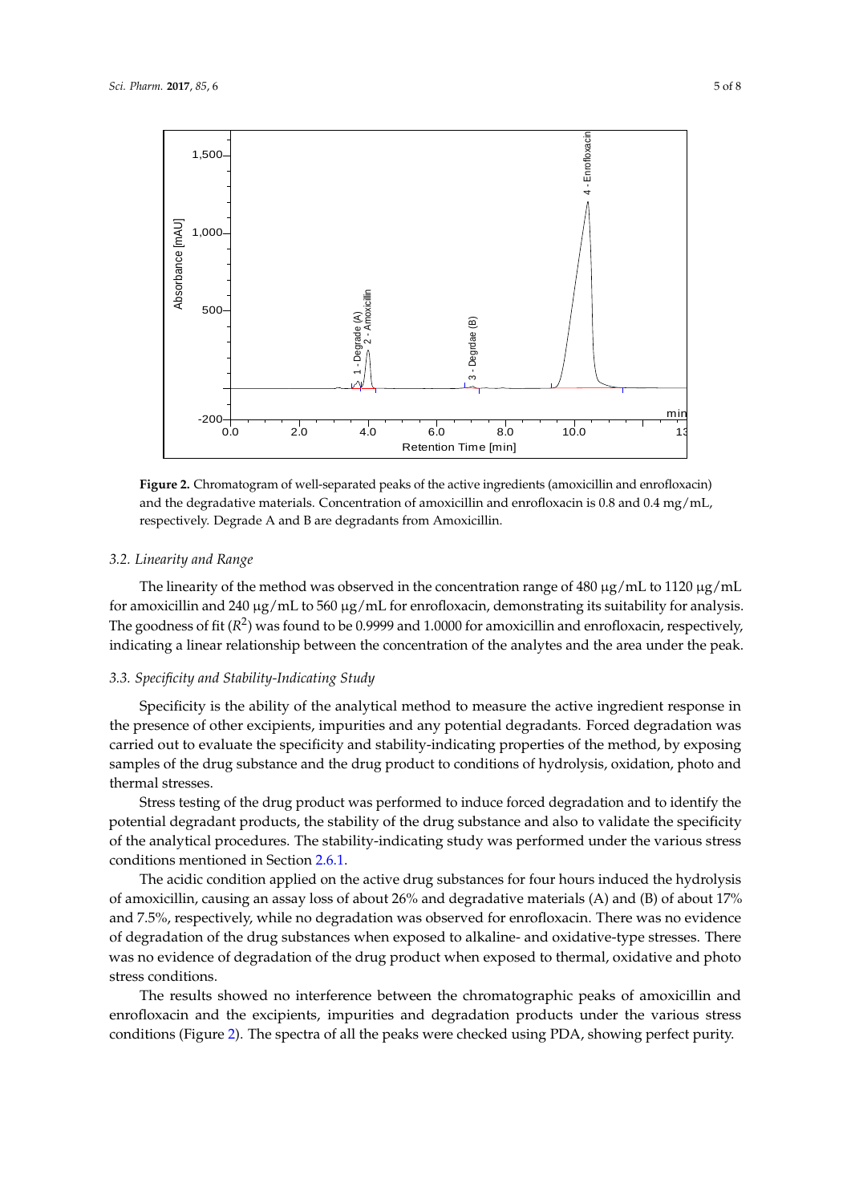**Figure 2.** Chromatogram of well-separated peaks of the active ingredients (amoxicillin and enrofloxacin) and the degradative materials. Concentration of amoxicillin and enrofloxacin is 0.8 and 0.4 mg/mL, respectively. Degrade A and B are degradants from Amoxicillin.

### 3.2. Linearity and Range

The linearity of the method was observed in the concentration range of 480 μg/mL to 1120 μg/mL for amoxicillin and 240 μg/mL to 560 μg/mL for enrofloxacin, demonstrating its suitability for analysis. The goodness of fit ($R^2$) was found to be 0.9999 and 1.0000 for amoxicillin and enrofloxacin, respectively, indicating a linear relationship between the concentration of the analytes and the area under the peak.

### 3.3. Specificity and Stability-Indicating Study

Specificity is the ability of the analytical method to measure the active ingredient response in the presence of other excipients, impurities and any potential degradants. Forced degradation was carried out to evaluate the specificity and stability-indicating properties of the method, by exposing samples of the drug substance and the drug product to conditions of hydrolysis, oxidation, photo and thermal stresses.

Stress testing of the drug product was performed to induce forced degradation and to identify the potential degradant products, the stability of the drug substance and also to validate the specificity of the analytical procedures. The stability-indicating study was performed under the various stress conditions mentioned in Section 2.6.1.

The acidic condition applied on the active drug substances for four hours induced the hydrolysis of amoxicillin, causing an assay loss of about 26% and degradative materials (A) and (B) of about 17% and 7.5%, respectively, while no degradation was observed for enrofloxacin. There was no evidence of degradation of the drug substances when exposed to alkaline- and oxidative-type stresses. There was no evidence of degradation of the drug product when exposed to thermal, oxidative and photo stress conditions.

The results showed no interference between the chromatographic peaks of amoxicillin and enrofloxacin and the excipients, impurities and degradation products under the various stress conditions (Figure 2). The spectra of all the peaks were checked using PDA, showing perfect purity.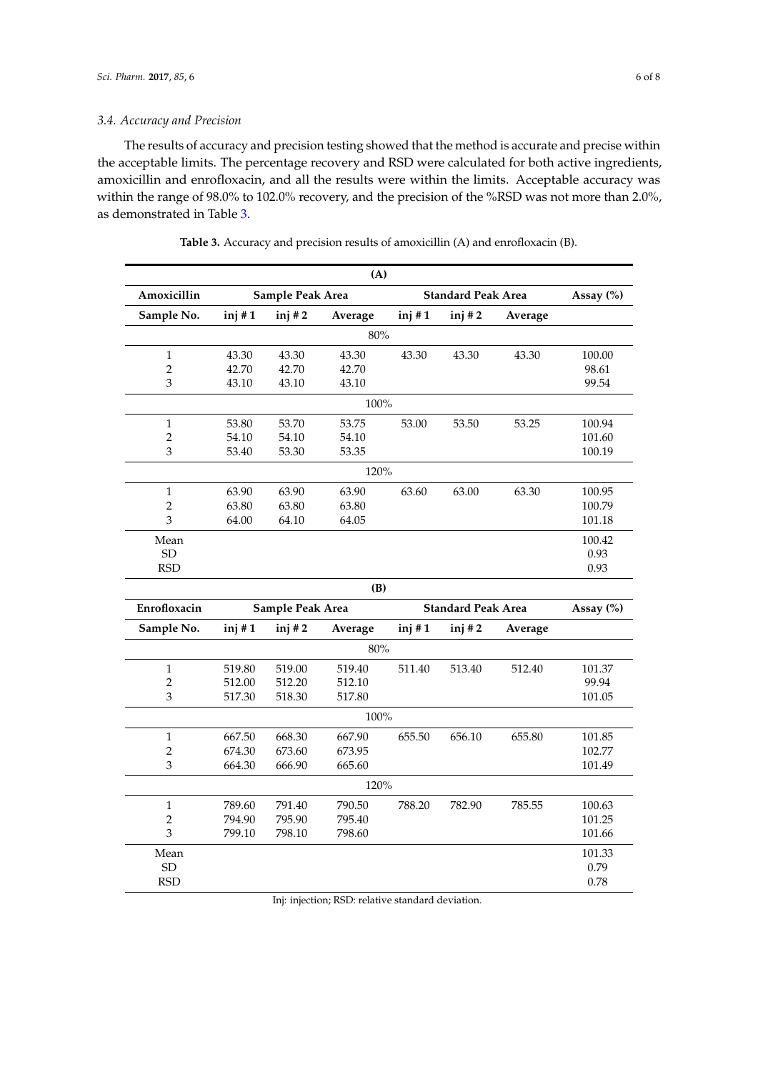### 3.4. Accuracy and Precision

The results of accuracy and precision testing showed that the method is accurate and precise within the acceptable limits. The percentage recovery and RSD were calculated for both active ingredients, amoxicillin and enrofloxacin, and all the results were within the limits. Acceptable accuracy was within the range of 98.0% to 102.0% recovery, and the precision of the %RSD was not more than 2.0%, as demonstrated in Table 3.

**Table 3.** Accuracy and precision results of amoxicillin (A) and enrofloxacin (B).

**(A)**

| Amoxicillin | Sample Peak Area | | | Standard Peak Area | | | Assay (%) |
|---|---|---|---|---|---|---|---|
| **Sample No.** | **inj # 1** | **inj # 2** | **Average** | **inj # 1** | **inj # 2** | **Average** | |
| | | | 80% | | | | |
| 1 | 43.30 | 43.30 | 43.30 | 43.30 | 43.30 | 43.30 | 100.00 |
| 2 | 42.70 | 42.70 | 42.70 | | | | 98.61 |
| 3 | 43.10 | 43.10 | 43.10 | | | | 99.54 |
| | | | 100% | | | | |
| 1 | 53.80 | 53.70 | 53.75 | 53.00 | 53.50 | 53.25 | 100.94 |
| 2 | 54.10 | 54.10 | 54.10 | | | | 101.60 |
| 3 | 53.40 | 53.30 | 53.35 | | | | 100.19 |
| | | | 120% | | | | |
| 1 | 63.90 | 63.90 | 63.90 | 63.60 | 63.00 | 63.30 | 100.95 |
| 2 | 63.80 | 63.80 | 63.80 | | | | 100.79 |
| 3 | 64.00 | 64.10 | 64.05 | | | | 101.18 |
| Mean | | | | | | | 100.42 |
| SD | | | | | | | 0.93 |
| RSD | | | | | | | 0.93 |

**(B)**

| Enrofloxacin | Sample Peak Area | | | Standard Peak Area | | | Assay (%) |
|---|---|---|---|---|---|---|---|
| **Sample No.** | **inj # 1** | **inj # 2** | **Average** | **inj # 1** | **inj # 2** | **Average** | |
| | | | 80% | | | | |
| 1 | 519.80 | 519.00 | 519.40 | 511.40 | 513.40 | 512.40 | 101.37 |
| 2 | 512.00 | 512.20 | 512.10 | | | | 99.94 |
| 3 | 517.30 | 518.30 | 517.80 | | | | 101.05 |
| | | | 100% | | | | |
| 1 | 667.50 | 668.30 | 667.90 | 655.50 | 656.10 | 655.80 | 101.85 |
| 2 | 674.30 | 673.60 | 673.95 | | | | 102.77 |
| 3 | 664.30 | 666.90 | 665.60 | | | | 101.49 |
| | | | 120% | | | | |
| 1 | 789.60 | 791.40 | 790.50 | 788.20 | 782.90 | 785.55 | 100.63 |
| 2 | 794.90 | 795.90 | 795.40 | | | | 101.25 |
| 3 | 799.10 | 798.10 | 798.60 | | | | 101.66 |
| Mean | | | | | | | 101.33 |
| SD | | | | | | | 0.79 |
| RSD | | | | | | | 0.78 |

Inj: injection; RSD: relative standard deviation.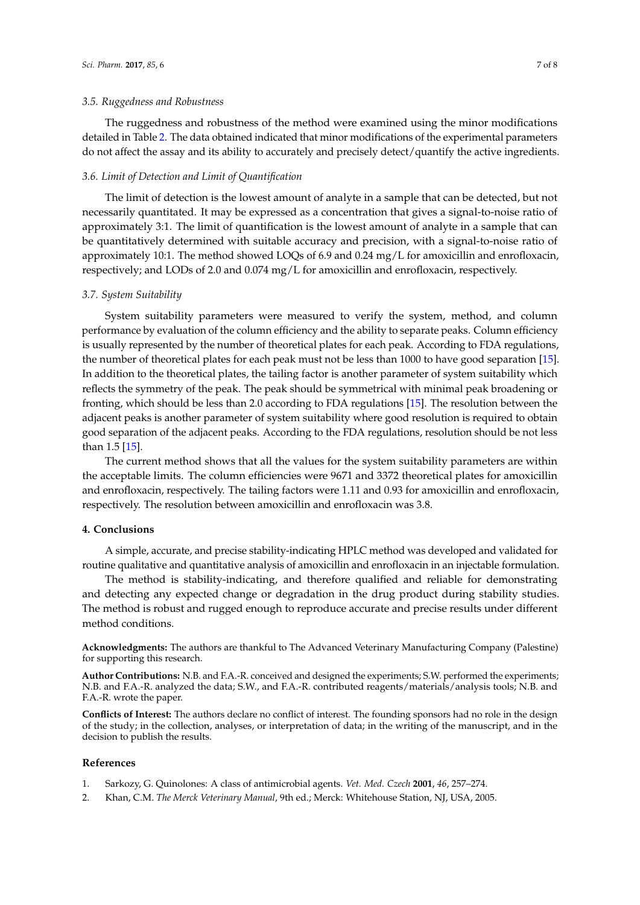### 3.5. Ruggedness and Robustness

The ruggedness and robustness of the method were examined using the minor modifications detailed in Table 2. The data obtained indicated that minor modifications of the experimental parameters do not affect the assay and its ability to accurately and precisely detect/quantify the active ingredients.

### 3.6. Limit of Detection and Limit of Quantification

The limit of detection is the lowest amount of analyte in a sample that can be detected, but not necessarily quantitated. It may be expressed as a concentration that gives a signal-to-noise ratio of approximately 3:1. The limit of quantification is the lowest amount of analyte in a sample that can be quantitatively determined with suitable accuracy and precision, with a signal-to-noise ratio of approximately 10:1. The method showed LOQs of 6.9 and 0.24 mg/L for amoxicillin and enrofloxacin, respectively; and LODs of 2.0 and 0.074 mg/L for amoxicillin and enrofloxacin, respectively.

### 3.7. System Suitability

System suitability parameters were measured to verify the system, method, and column performance by evaluation of the column efficiency and the ability to separate peaks. Column efficiency is usually represented by the number of theoretical plates for each peak. According to FDA regulations, the number of theoretical plates for each peak must not be less than 1000 to have good separation [15]. In addition to the theoretical plates, the tailing factor is another parameter of system suitability which reflects the symmetry of the peak. The peak should be symmetrical with minimal peak broadening or fronting, which should be less than 2.0 according to FDA regulations [15]. The resolution between the adjacent peaks is another parameter of system suitability where good resolution is required to obtain good separation of the adjacent peaks. According to the FDA regulations, resolution should be not less than 1.5 [15].

The current method shows that all the values for the system suitability parameters are within the acceptable limits. The column efficiencies were 9671 and 3372 theoretical plates for amoxicillin and enrofloxacin, respectively. The tailing factors were 1.11 and 0.93 for amoxicillin and enrofloxacin, respectively. The resolution between amoxicillin and enrofloxacin was 3.8.

## 4. Conclusions

A simple, accurate, and precise stability-indicating HPLC method was developed and validated for routine qualitative and quantitative analysis of amoxicillin and enrofloxacin in an injectable formulation.

The method is stability-indicating, and therefore qualified and reliable for demonstrating and detecting any expected change or degradation in the drug product during stability studies. The method is robust and rugged enough to reproduce accurate and precise results under different method conditions.

**Acknowledgments:** The authors are thankful to The Advanced Veterinary Manufacturing Company (Palestine) for supporting this research.

**Author Contributions:** N.B. and F.A.-R. conceived and designed the experiments; S.W. performed the experiments; N.B. and F.A.-R. analyzed the data; S.W., and F.A.-R. contributed reagents/materials/analysis tools; N.B. and F.A.-R. wrote the paper.

**Conflicts of Interest:** The authors declare no conflict of interest. The founding sponsors had no role in the design of the study; in the collection, analyses, or interpretation of data; in the writing of the manuscript, and in the decision to publish the results.

## References

1. Sarkozy, G. Quinolones: A class of antimicrobial agents. *Vet. Med. Czech* **2001**, *46*, 257–274.
2. Khan, C.M. *The Merck Veterinary Manual*, 9th ed.; Merck: Whitehouse Station, NJ, USA, 2005.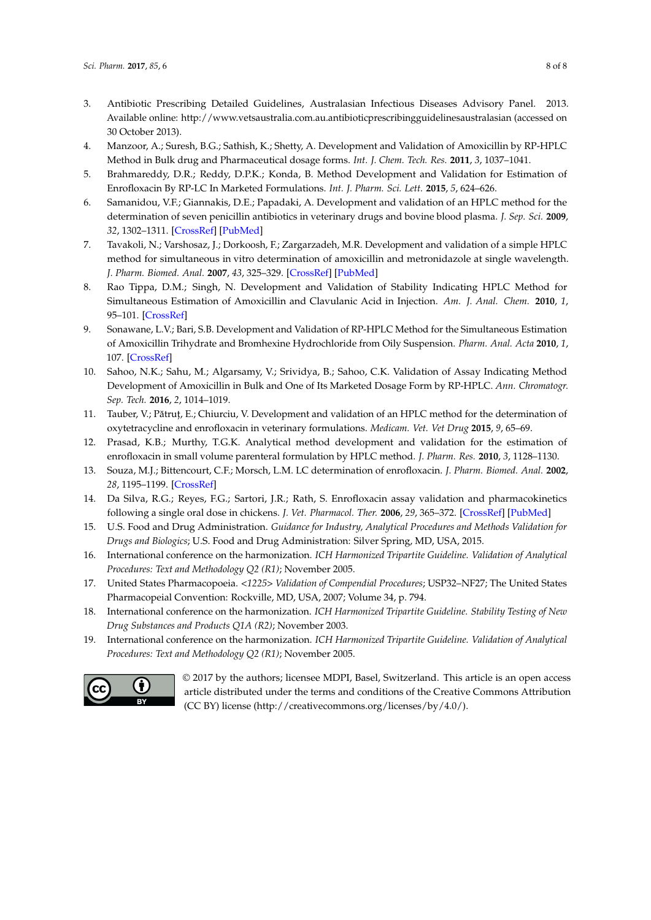3. Antibiotic Prescribing Detailed Guidelines, Australasian Infectious Diseases Advisory Panel. 2013. Available online: http://www.vetsaustralia.com.au.antibioticprescribingguidelinesaustralasian (accessed on 30 October 2013).
4. Manzoor, A.; Suresh, B.G.; Sathish, K.; Shetty, A. Development and Validation of Amoxicillin by RP-HPLC Method in Bulk drug and Pharmaceutical dosage forms. *Int. J. Chem. Tech. Res.* **2011**, *3*, 1037–1041.
5. Brahmareddy, D.R.; Reddy, D.P.K.; Konda, B. Method Development and Validation for Estimation of Enrofloxacin By RP-LC In Marketed Formulations. *Int. J. Pharm. Sci. Lett.* **2015**, *5*, 624–626.
6. Samanidou, V.F.; Giannakis, D.E.; Papadaki, A. Development and validation of an HPLC method for the determination of seven penicillin antibiotics in veterinary drugs and bovine blood plasma. *J. Sep. Sci.* **2009**, *32*, 1302–1311. [CrossRef] [PubMed]
7. Tavakoli, N.; Varshosaz, J.; Dorkoosh, F.; Zargarzadeh, M.R. Development and validation of a simple HPLC method for simultaneous in vitro determination of amoxicillin and metronidazole at single wavelength. *J. Pharm. Biomed. Anal.* **2007**, *43*, 325–329. [CrossRef] [PubMed]
8. Rao Tippa, D.M.; Singh, N. Development and Validation of Stability Indicating HPLC Method for Simultaneous Estimation of Amoxicillin and Clavulanic Acid in Injection. *Am. J. Anal. Chem.* **2010**, *1*, 95–101. [CrossRef]
9. Sonawane, L.V.; Bari, S.B. Development and Validation of RP-HPLC Method for the Simultaneous Estimation of Amoxicillin Trihydrate and Bromhexine Hydrochloride from Oily Suspension. *Pharm. Anal. Acta* **2010**, *1*, 107. [CrossRef]
10. Sahoo, N.K.; Sahu, M.; Algarsamy, V.; Srividya, B.; Sahoo, C.K. Validation of Assay Indicating Method Development of Amoxicillin in Bulk and One of Its Marketed Dosage Form by RP-HPLC. *Ann. Chromatogr. Sep. Tech.* **2016**, *2*, 1014–1019.
11. Tauber, V.; Pătruț, E.; Chiurciu, V. Development and validation of an HPLC method for the determination of oxytetracycline and enrofloxacin in veterinary formulations. *Medicam. Vet. Vet Drug* **2015**, *9*, 65–69.
12. Prasad, K.B.; Murthy, T.G.K. Analytical method development and validation for the estimation of enrofloxacin in small volume parenteral formulation by HPLC method. *J. Pharm. Res.* **2010**, *3*, 1128–1130.
13. Souza, M.J.; Bittencourt, C.F.; Morsch, L.M. LC determination of enrofloxacin. *J. Pharm. Biomed. Anal.* **2002**, *28*, 1195–1199. [CrossRef]
14. Da Silva, R.G.; Reyes, F.G.; Sartori, J.R.; Rath, S. Enrofloxacin assay validation and pharmacokinetics following a single oral dose in chickens. *J. Vet. Pharmacol. Ther.* **2006**, *29*, 365–372. [CrossRef] [PubMed]
15. U.S. Food and Drug Administration. *Guidance for Industry, Analytical Procedures and Methods Validation for Drugs and Biologics*; U.S. Food and Drug Administration: Silver Spring, MD, USA, 2015.
16. International conference on the harmonization. *ICH Harmonized Tripartite Guideline. Validation of Analytical Procedures: Text and Methodology Q2 (R1)*; November 2005.
17. United States Pharmacopoeia. *<1225> Validation of Compendial Procedures*; USP32–NF27; The United States Pharmacopeial Convention: Rockville, MD, USA, 2007; Volume 34, p. 794.
18. International conference on the harmonization. *ICH Harmonized Tripartite Guideline. Stability Testing of New Drug Substances and Products Q1A (R2)*; November 2003.
19. International conference on the harmonization. *ICH Harmonized Tripartite Guideline. Validation of Analytical Procedures: Text and Methodology Q2 (R1)*; November 2005.

© 2017 by the authors; licensee MDPI, Basel, Switzerland. This article is an open access article distributed under the terms and conditions of the Creative Commons Attribution (CC BY) license (http://creativecommons.org/licenses/by/4.0/).